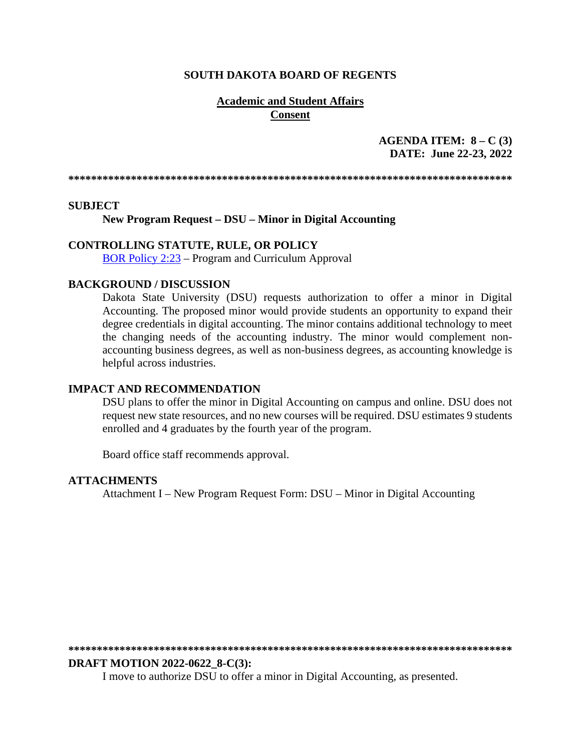**SOUTH DAKOTA BOARD OF REGENTS**

**Academic and Student Affairs**
**Consent**

**AGENDA ITEM: 8 – C (3)**
**DATE: June 22-23, 2022**

******************************************************************************

## SUBJECT

**New Program Request – DSU – Minor in Digital Accounting**

## CONTROLLING STATUTE, RULE, OR POLICY

BOR Policy 2:23 – Program and Curriculum Approval

## BACKGROUND / DISCUSSION

Dakota State University (DSU) requests authorization to offer a minor in Digital Accounting. The proposed minor would provide students an opportunity to expand their degree credentials in digital accounting. The minor contains additional technology to meet the changing needs of the accounting industry. The minor would complement non-accounting business degrees, as well as non-business degrees, as accounting knowledge is helpful across industries.

## IMPACT AND RECOMMENDATION

DSU plans to offer the minor in Digital Accounting on campus and online. DSU does not request new state resources, and no new courses will be required. DSU estimates 9 students enrolled and 4 graduates by the fourth year of the program.

Board office staff recommends approval.

## ATTACHMENTS

Attachment I – New Program Request Form: DSU – Minor in Digital Accounting

******************************************************************************

**DRAFT MOTION 2022-0622_8-C(3):**

I move to authorize DSU to offer a minor in Digital Accounting, as presented.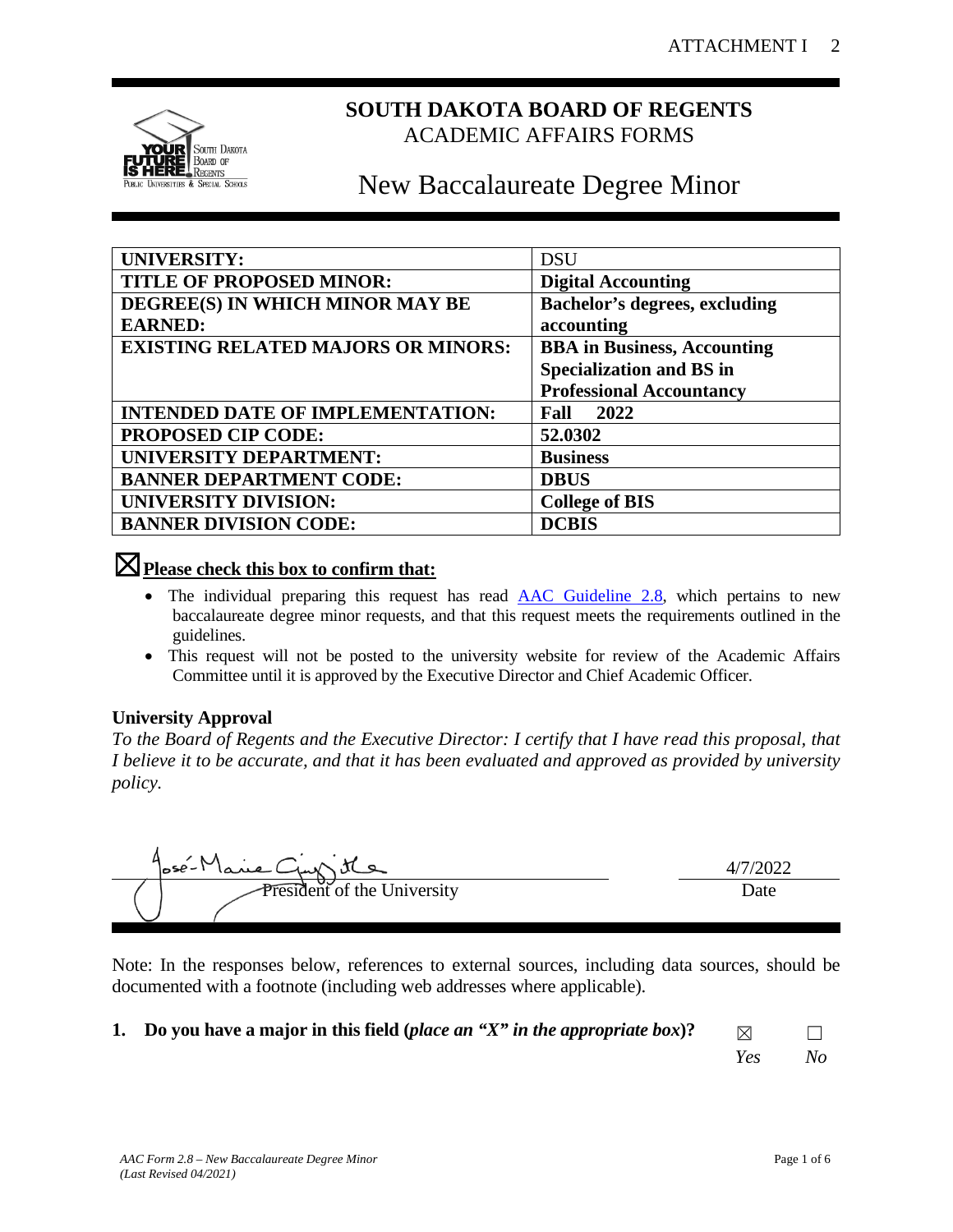# SOUTH DAKOTA BOARD OF REGENTS
ACADEMIC AFFAIRS FORMS

# New Baccalaureate Degree Minor

| UNIVERSITY: | DSU |
|---|---|
| TITLE OF PROPOSED MINOR: | **Digital Accounting** |
| DEGREE(S) IN WHICH MINOR MAY BE EARNED: | **Bachelor's degrees, excluding accounting** |
| EXISTING RELATED MAJORS OR MINORS: | **BBA in Business, Accounting Specialization and BS in Professional Accountancy** |
| INTENDED DATE OF IMPLEMENTATION: | **Fall 2022** |
| PROPOSED CIP CODE: | **52.0302** |
| UNIVERSITY DEPARTMENT: | **Business** |
| BANNER DEPARTMENT CODE: | **DBUS** |
| UNIVERSITY DIVISION: | **College of BIS** |
| BANNER DIVISION CODE: | **DCBIS** |

☒ **Please check this box to confirm that:**

- The individual preparing this request has read AAC Guideline 2.8, which pertains to new baccalaureate degree minor requests, and that this request meets the requirements outlined in the guidelines.
- This request will not be posted to the university website for review of the Academic Affairs Committee until it is approved by the Executive Director and Chief Academic Officer.

**University Approval**

*To the Board of Regents and the Executive Director: I certify that I have read this proposal, that I believe it to be accurate, and that it has been evaluated and approved as provided by university policy.*

José-Marie Griffiths (signature) — President of the University

4/7/2022 — Date

Note: In the responses below, references to external sources, including data sources, should be documented with a footnote (including web addresses where applicable).

**1. Do you have a major in this field (*place an "X" in the appropriate box*)?** ☒ *Yes* ☐ *No*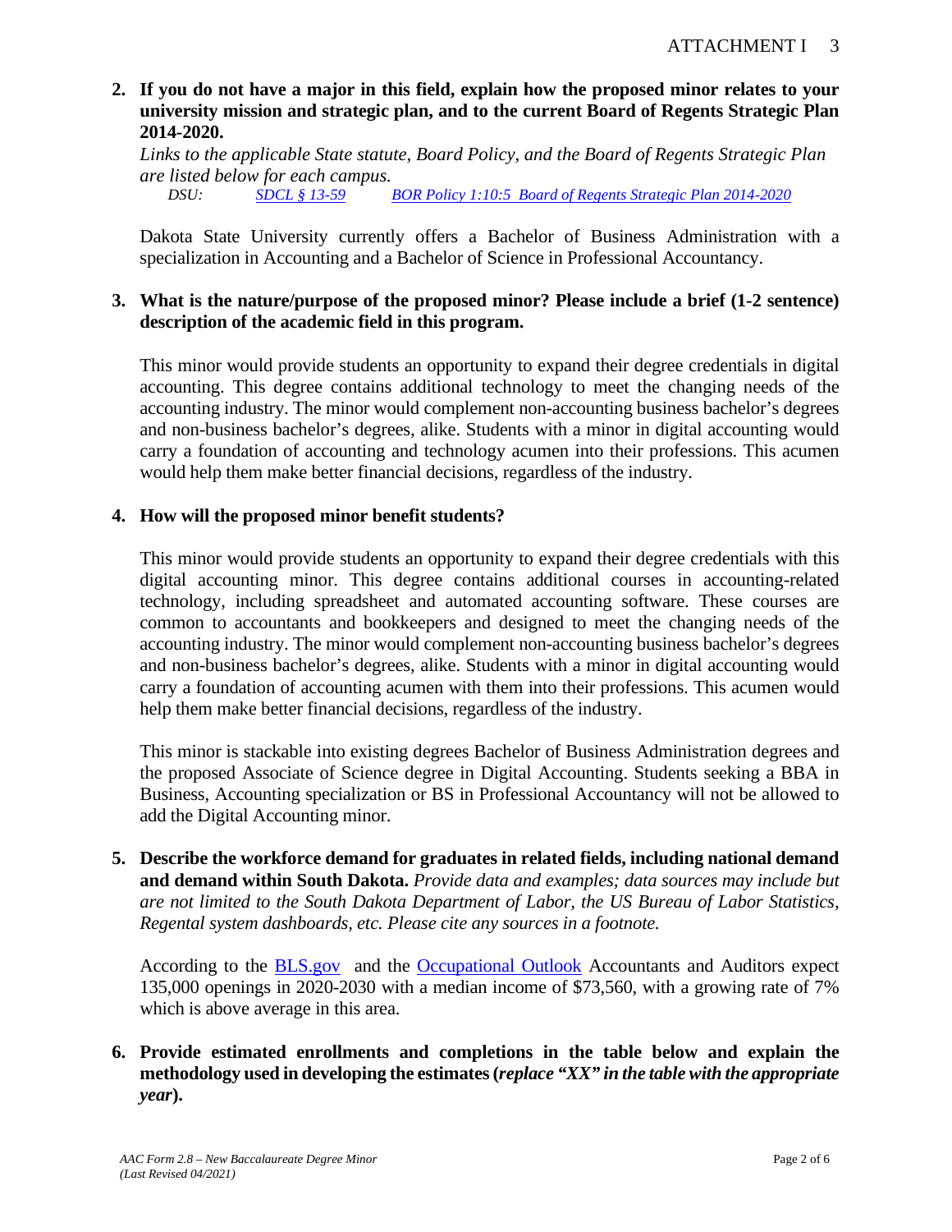**2. If you do not have a major in this field, explain how the proposed minor relates to your university mission and strategic plan, and to the current Board of Regents Strategic Plan 2014-2020.**

*Links to the applicable State statute, Board Policy, and the Board of Regents Strategic Plan are listed below for each campus.*

*DSU:* [*SDCL § 13-59*] [*BOR Policy 1:10:5*] [*Board of Regents Strategic Plan 2014-2020*]

Dakota State University currently offers a Bachelor of Business Administration with a specialization in Accounting and a Bachelor of Science in Professional Accountancy.

**3. What is the nature/purpose of the proposed minor? Please include a brief (1-2 sentence) description of the academic field in this program.**

This minor would provide students an opportunity to expand their degree credentials in digital accounting. This degree contains additional technology to meet the changing needs of the accounting industry. The minor would complement non-accounting business bachelor's degrees and non-business bachelor's degrees, alike. Students with a minor in digital accounting would carry a foundation of accounting and technology acumen into their professions. This acumen would help them make better financial decisions, regardless of the industry.

**4. How will the proposed minor benefit students?**

This minor would provide students an opportunity to expand their degree credentials with this digital accounting minor. This degree contains additional courses in accounting-related technology, including spreadsheet and automated accounting software. These courses are common to accountants and bookkeepers and designed to meet the changing needs of the accounting industry. The minor would complement non-accounting business bachelor's degrees and non-business bachelor's degrees, alike. Students with a minor in digital accounting would carry a foundation of accounting acumen with them into their professions. This acumen would help them make better financial decisions, regardless of the industry.

This minor is stackable into existing degrees Bachelor of Business Administration degrees and the proposed Associate of Science degree in Digital Accounting. Students seeking a BBA in Business, Accounting specialization or BS in Professional Accountancy will not be allowed to add the Digital Accounting minor.

**5. Describe the workforce demand for graduates in related fields, including national demand and demand within South Dakota.** *Provide data and examples; data sources may include but are not limited to the South Dakota Department of Labor, the US Bureau of Labor Statistics, Regental system dashboards, etc. Please cite any sources in a footnote.*

According to the [BLS.gov] and the [Occupational Outlook] Accountants and Auditors expect 135,000 openings in 2020-2030 with a median income of $73,560, with a growing rate of 7% which is above average in this area.

**6. Provide estimated enrollments and completions in the table below and explain the methodology used in developing the estimates (*replace "XX" in the table with the appropriate year*).**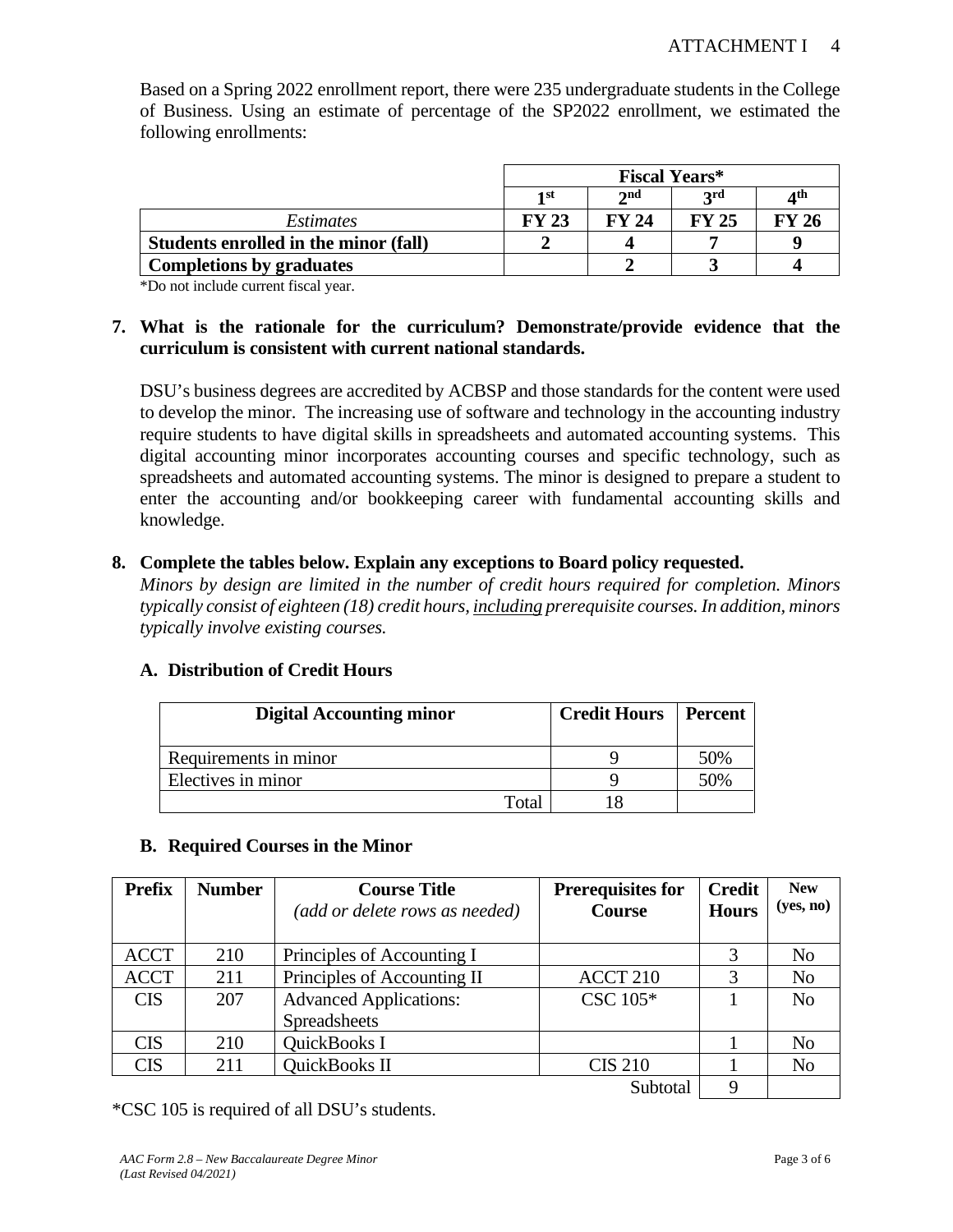Based on a Spring 2022 enrollment report, there were 235 undergraduate students in the College of Business. Using an estimate of percentage of the SP2022 enrollment, we estimated the following enrollments:

| | Fiscal Years* | | | |
|---|---|---|---|---|
| | 1st | 2nd | 3rd | 4th |
| *Estimates* | **FY 23** | **FY 24** | **FY 25** | **FY 26** |
| **Students enrolled in the minor (fall)** | **2** | **4** | **7** | **9** |
| **Completions by graduates** | | **2** | **3** | **4** |

*Do not include current fiscal year.

**7. What is the rationale for the curriculum? Demonstrate/provide evidence that the curriculum is consistent with current national standards.**

DSU's business degrees are accredited by ACBSP and those standards for the content were used to develop the minor. The increasing use of software and technology in the accounting industry require students to have digital skills in spreadsheets and automated accounting systems. This digital accounting minor incorporates accounting courses and specific technology, such as spreadsheets and automated accounting systems. The minor is designed to prepare a student to enter the accounting and/or bookkeeping career with fundamental accounting skills and knowledge.

**8. Complete the tables below. Explain any exceptions to Board policy requested.**

*Minors by design are limited in the number of credit hours required for completion. Minors typically consist of eighteen (18) credit hours, including prerequisite courses. In addition, minors typically involve existing courses.*

**A. Distribution of Credit Hours**

| Digital Accounting minor | Credit Hours | Percent |
|---|---|---|
| Requirements in minor | 9 | 50% |
| Electives in minor | 9 | 50% |
| Total | 18 | |

**B. Required Courses in the Minor**

| Prefix | Number | Course Title *(add or delete rows as needed)* | Prerequisites for Course | Credit Hours | New (yes, no) |
|---|---|---|---|---|---|
| ACCT | 210 | Principles of Accounting I | | 3 | No |
| ACCT | 211 | Principles of Accounting II | ACCT 210 | 3 | No |
| CIS | 207 | Advanced Applications: Spreadsheets | CSC 105* | 1 | No |
| CIS | 210 | QuickBooks I | | 1 | No |
| CIS | 211 | QuickBooks II | CIS 210 | 1 | No |
| | | | Subtotal | 9 | |

*CSC 105 is required of all DSU's students.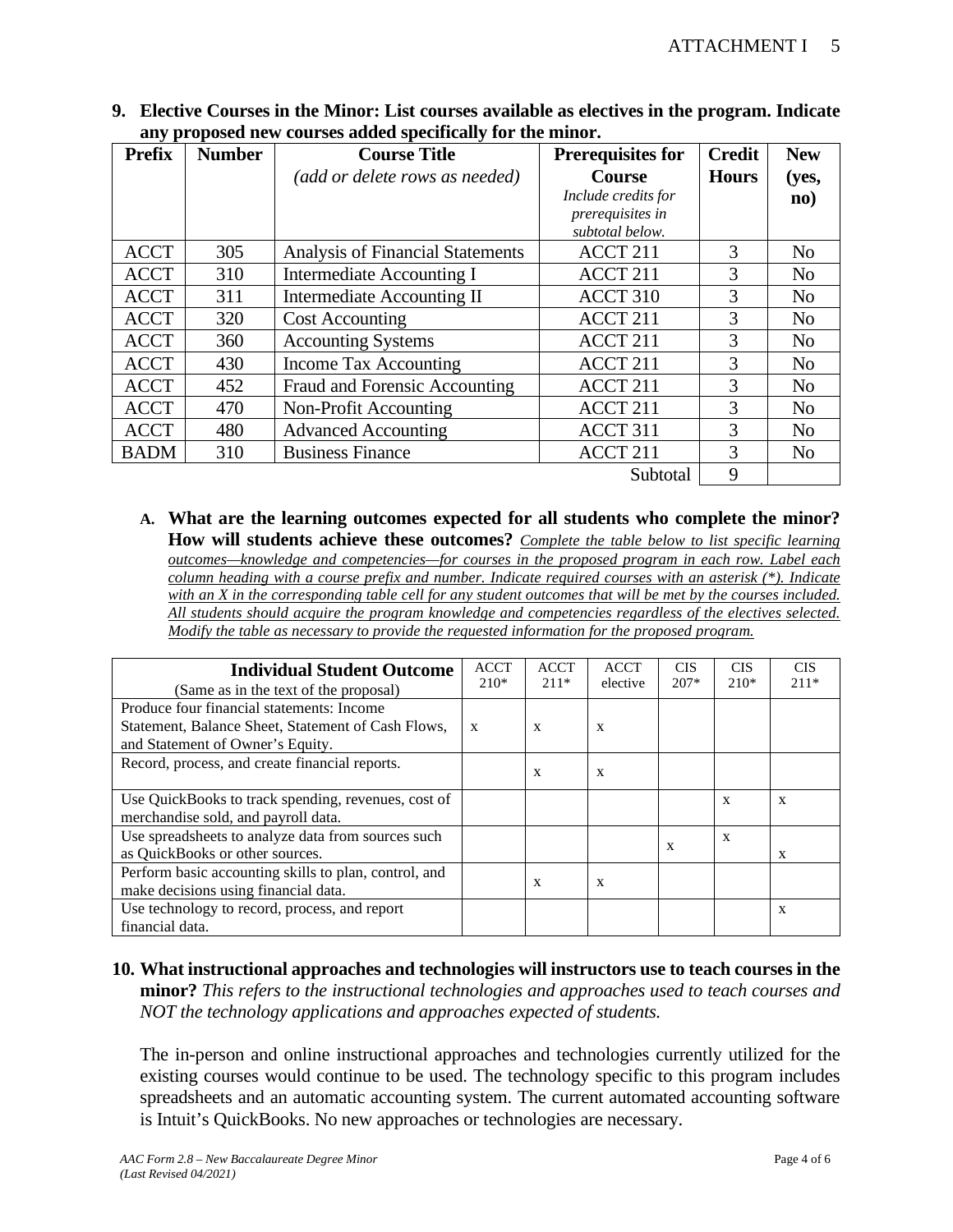**9. Elective Courses in the Minor: List courses available as electives in the program. Indicate any proposed new courses added specifically for the minor.**

| Prefix | Number | Course Title *(add or delete rows as needed)* | Prerequisites for Course *Include credits for prerequisites in subtotal below.* | Credit Hours | New (yes, no) |
|---|---|---|---|---|---|
| ACCT | 305 | Analysis of Financial Statements | ACCT 211 | 3 | No |
| ACCT | 310 | Intermediate Accounting I | ACCT 211 | 3 | No |
| ACCT | 311 | Intermediate Accounting II | ACCT 310 | 3 | No |
| ACCT | 320 | Cost Accounting | ACCT 211 | 3 | No |
| ACCT | 360 | Accounting Systems | ACCT 211 | 3 | No |
| ACCT | 430 | Income Tax Accounting | ACCT 211 | 3 | No |
| ACCT | 452 | Fraud and Forensic Accounting | ACCT 211 | 3 | No |
| ACCT | 470 | Non-Profit Accounting | ACCT 211 | 3 | No |
| ACCT | 480 | Advanced Accounting | ACCT 311 | 3 | No |
| BADM | 310 | Business Finance | ACCT 211 | 3 | No |
| | | | Subtotal | 9 | |

**A. What are the learning outcomes expected for all students who complete the minor? How will students achieve these outcomes?** *Complete the table below to list specific learning outcomes—knowledge and competencies—for courses in the proposed program in each row. Label each column heading with a course prefix and number. Indicate required courses with an asterisk (*). Indicate with an X in the corresponding table cell for any student outcomes that will be met by the courses included. All students should acquire the program knowledge and competencies regardless of the electives selected. Modify the table as necessary to provide the requested information for the proposed program.*

| **Individual Student Outcome** (Same as in the text of the proposal) | ACCT 210* | ACCT 211* | ACCT elective | CIS 207* | CIS 210* | CIS 211* |
|---|---|---|---|---|---|---|
| Produce four financial statements: Income Statement, Balance Sheet, Statement of Cash Flows, and Statement of Owner's Equity. | x | x | x | | | |
| Record, process, and create financial reports. | | x | x | | | |
| Use QuickBooks to track spending, revenues, cost of merchandise sold, and payroll data. | | | | | x | x |
| Use spreadsheets to analyze data from sources such as QuickBooks or other sources. | | | | x | x | x |
| Perform basic accounting skills to plan, control, and make decisions using financial data. | | x | x | | | |
| Use technology to record, process, and report financial data. | | | | | | x |

**10. What instructional approaches and technologies will instructors use to teach courses in the minor?** *This refers to the instructional technologies and approaches used to teach courses and NOT the technology applications and approaches expected of students.*

The in-person and online instructional approaches and technologies currently utilized for the existing courses would continue to be used. The technology specific to this program includes spreadsheets and an automatic accounting system. The current automated accounting software is Intuit's QuickBooks. No new approaches or technologies are necessary.

*AAC Form 2.8 – New Baccalaureate Degree Minor*
*(Last Revised 04/2021)*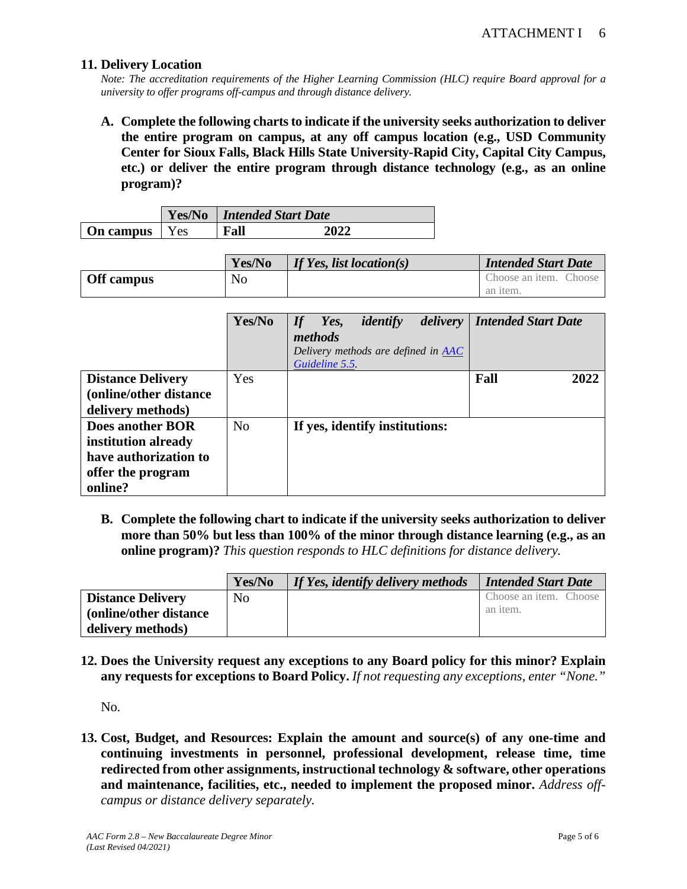## 11. Delivery Location

*Note: The accreditation requirements of the Higher Learning Commission (HLC) require Board approval for a university to offer programs off-campus and through distance delivery.*

**A. Complete the following charts to indicate if the university seeks authorization to deliver the entire program on campus, at any off campus location (e.g., USD Community Center for Sioux Falls, Black Hills State University-Rapid City, Capital City Campus, etc.) or deliver the entire program through distance technology (e.g., as an online program)?**

| | Yes/No | *Intended Start Date* |
|---|---|---|
| **On campus** | Yes | **Fall 2022** |

| | Yes/No | *If Yes, list location(s)* | *Intended Start Date* |
|---|---|---|---|
| **Off campus** | No | | Choose an item. Choose an item. |

| | Yes/No | *If Yes, identify delivery methods* *Delivery methods are defined in AAC Guideline 5.5.* | *Intended Start Date* |
|---|---|---|---|
| **Distance Delivery (online/other distance delivery methods)** | Yes | | **Fall 2022** |
| **Does another BOR institution already have authorization to offer the program online?** | No | **If yes, identify institutions:** | |

**B. Complete the following chart to indicate if the university seeks authorization to deliver more than 50% but less than 100% of the minor through distance learning (e.g., as an online program)?** *This question responds to HLC definitions for distance delivery.*

| | Yes/No | *If Yes, identify delivery methods* | *Intended Start Date* |
|---|---|---|---|
| **Distance Delivery (online/other distance delivery methods)** | No | | Choose an item. Choose an item. |

## 12. Does the University request any exceptions to any Board policy for this minor? Explain any requests for exceptions to Board Policy. *If not requesting any exceptions, enter "None."*

No.

## 13. Cost, Budget, and Resources: Explain the amount and source(s) of any one-time and continuing investments in personnel, professional development, release time, time redirected from other assignments, instructional technology & software, other operations and maintenance, facilities, etc., needed to implement the proposed minor. *Address off-campus or distance delivery separately.*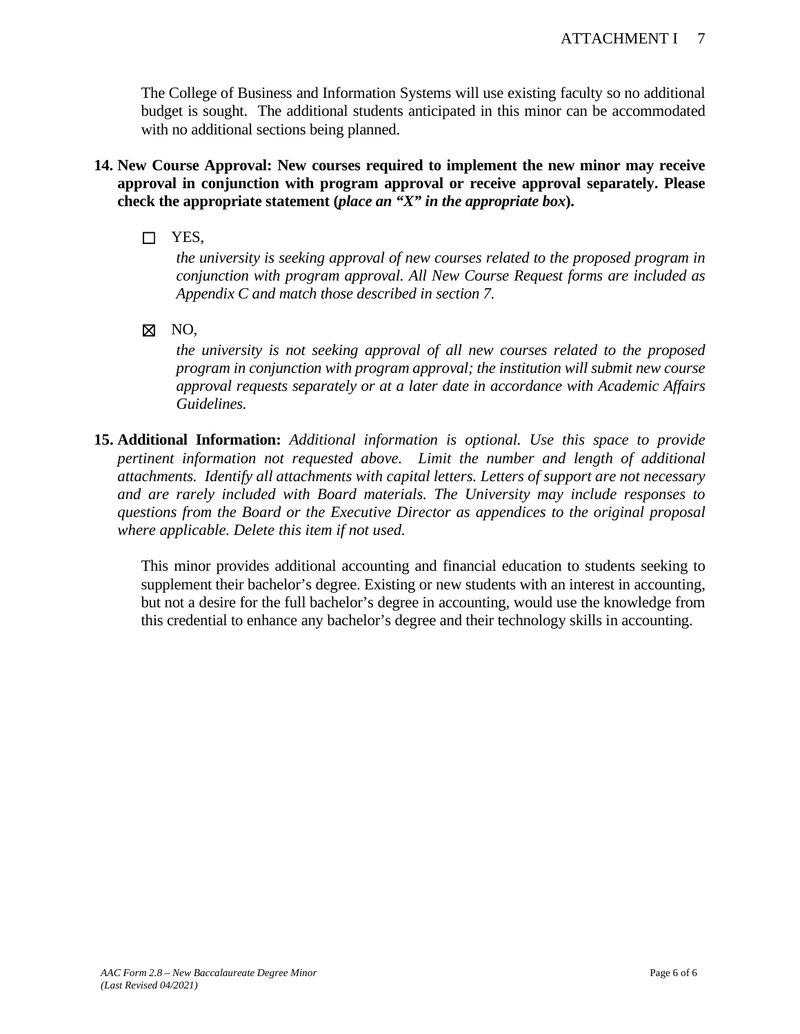The College of Business and Information Systems will use existing faculty so no additional budget is sought. The additional students anticipated in this minor can be accommodated with no additional sections being planned.

**14. New Course Approval: New courses required to implement the new minor may receive approval in conjunction with program approval or receive approval separately. Please check the appropriate statement (*place an "X" in the appropriate box*).**

☐ YES,

*the university is seeking approval of new courses related to the proposed program in conjunction with program approval. All New Course Request forms are included as Appendix C and match those described in section 7.*

☒ NO,

*the university is not seeking approval of all new courses related to the proposed program in conjunction with program approval; the institution will submit new course approval requests separately or at a later date in accordance with Academic Affairs Guidelines.*

**15. Additional Information:** *Additional information is optional. Use this space to provide pertinent information not requested above. Limit the number and length of additional attachments. Identify all attachments with capital letters. Letters of support are not necessary and are rarely included with Board materials. The University may include responses to questions from the Board or the Executive Director as appendices to the original proposal where applicable. Delete this item if not used.*

This minor provides additional accounting and financial education to students seeking to supplement their bachelor's degree. Existing or new students with an interest in accounting, but not a desire for the full bachelor's degree in accounting, would use the knowledge from this credential to enhance any bachelor's degree and their technology skills in accounting.